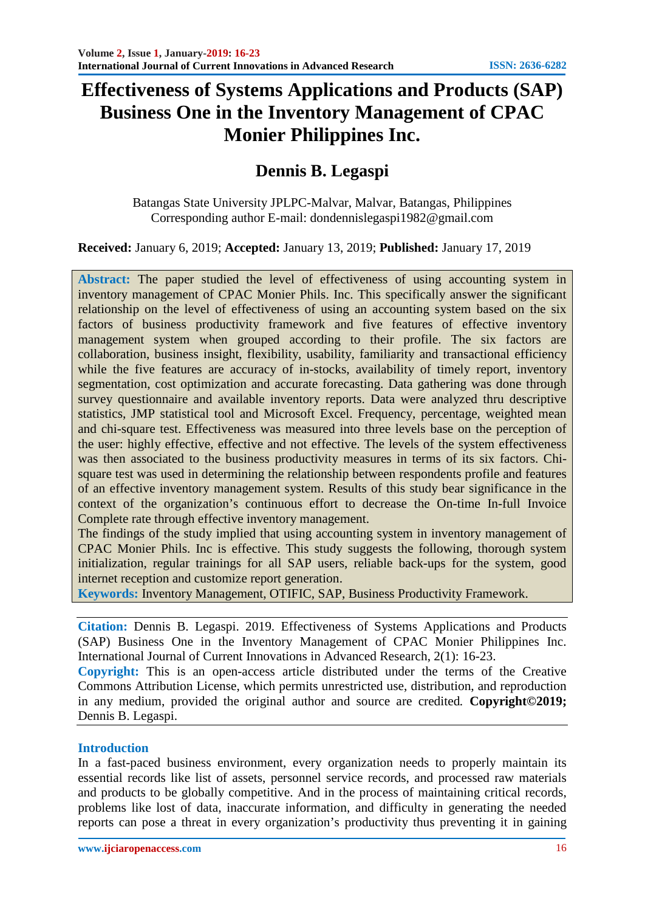# Effectiveness of Systems Applications and Products (SAP) Business One in the Inventory Management of CPAC Monier Philippines Inc.

## Dennis B. Legaspi

Batangas State University JPLPC-Malvar, Malvar, Batangas, Philippines
Corresponding author E-mail: dondennislegaspi1982@gmail.com

**Received:** January 6, 2019; **Accepted:** January 13, 2019; **Published:** January 17, 2019

**Abstract:** The paper studied the level of effectiveness of using accounting system in inventory management of CPAC Monier Phils. Inc. This specifically answer the significant relationship on the level of effectiveness of using an accounting system based on the six factors of business productivity framework and five features of effective inventory management system when grouped according to their profile. The six factors are collaboration, business insight, flexibility, usability, familiarity and transactional efficiency while the five features are accuracy of in-stocks, availability of timely report, inventory segmentation, cost optimization and accurate forecasting. Data gathering was done through survey questionnaire and available inventory reports. Data were analyzed thru descriptive statistics, JMP statistical tool and Microsoft Excel. Frequency, percentage, weighted mean and chi-square test. Effectiveness was measured into three levels base on the perception of the user: highly effective, effective and not effective. The levels of the system effectiveness was then associated to the business productivity measures in terms of its six factors. Chi-square test was used in determining the relationship between respondents profile and features of an effective inventory management system. Results of this study bear significance in the context of the organization's continuous effort to decrease the On-time In-full Invoice Complete rate through effective inventory management.

The findings of the study implied that using accounting system in inventory management of CPAC Monier Phils. Inc is effective. This study suggests the following, thorough system initialization, regular trainings for all SAP users, reliable back-ups for the system, good internet reception and customize report generation.

**Keywords:** Inventory Management, OTIFIC, SAP, Business Productivity Framework.

**Citation:** Dennis B. Legaspi. 2019. Effectiveness of Systems Applications and Products (SAP) Business One in the Inventory Management of CPAC Monier Philippines Inc. International Journal of Current Innovations in Advanced Research, 2(1): 16-23.

**Copyright:** This is an open-access article distributed under the terms of the Creative Commons Attribution License, which permits unrestricted use, distribution, and reproduction in any medium, provided the original author and source are credited. **Copyright©2019;** Dennis B. Legaspi.

## Introduction

In a fast-paced business environment, every organization needs to properly maintain its essential records like list of assets, personnel service records, and processed raw materials and products to be globally competitive. And in the process of maintaining critical records, problems like lost of data, inaccurate information, and difficulty in generating the needed reports can pose a threat in every organization's productivity thus preventing it in gaining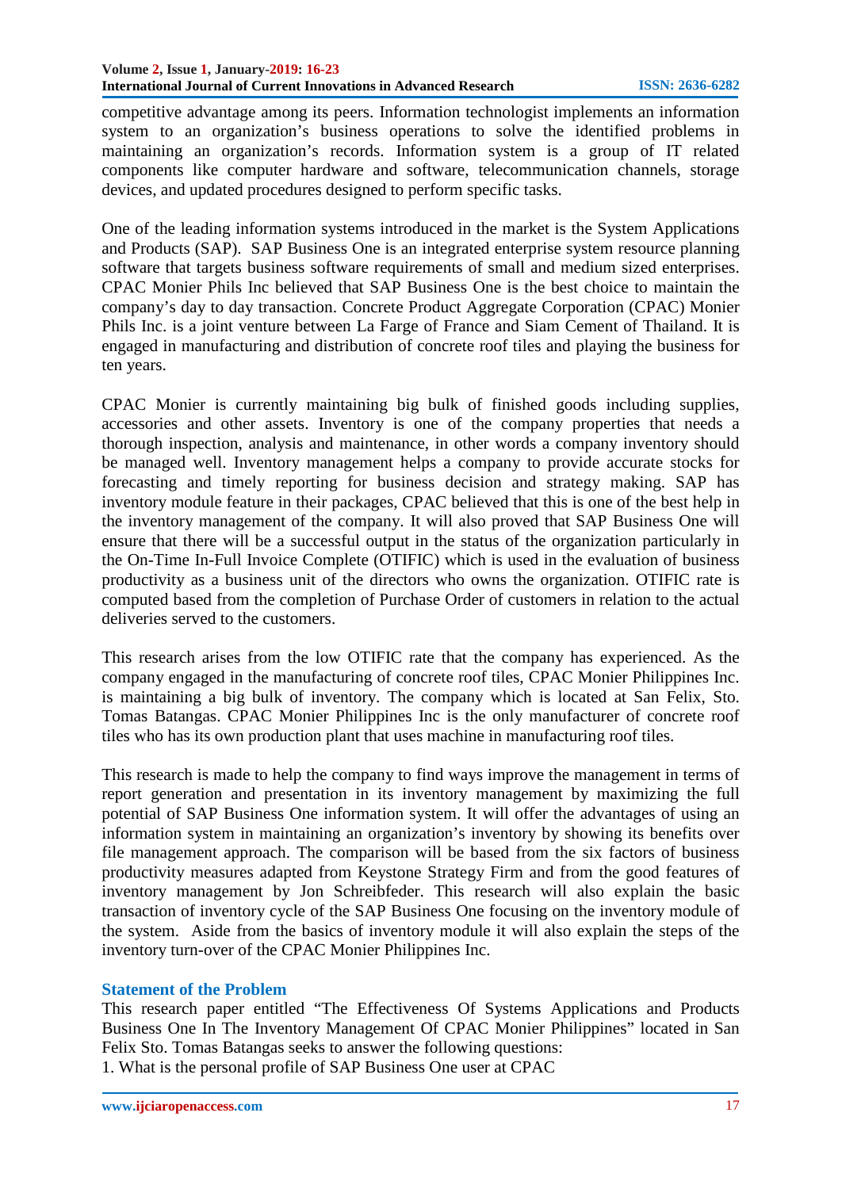competitive advantage among its peers. Information technologist implements an information system to an organization's business operations to solve the identified problems in maintaining an organization's records. Information system is a group of IT related components like computer hardware and software, telecommunication channels, storage devices, and updated procedures designed to perform specific tasks.

One of the leading information systems introduced in the market is the System Applications and Products (SAP). SAP Business One is an integrated enterprise system resource planning software that targets business software requirements of small and medium sized enterprises. CPAC Monier Phils Inc believed that SAP Business One is the best choice to maintain the company's day to day transaction. Concrete Product Aggregate Corporation (CPAC) Monier Phils Inc. is a joint venture between La Farge of France and Siam Cement of Thailand. It is engaged in manufacturing and distribution of concrete roof tiles and playing the business for ten years.

CPAC Monier is currently maintaining big bulk of finished goods including supplies, accessories and other assets. Inventory is one of the company properties that needs a thorough inspection, analysis and maintenance, in other words a company inventory should be managed well. Inventory management helps a company to provide accurate stocks for forecasting and timely reporting for business decision and strategy making. SAP has inventory module feature in their packages, CPAC believed that this is one of the best help in the inventory management of the company. It will also proved that SAP Business One will ensure that there will be a successful output in the status of the organization particularly in the On-Time In-Full Invoice Complete (OTIFIC) which is used in the evaluation of business productivity as a business unit of the directors who owns the organization. OTIFIC rate is computed based from the completion of Purchase Order of customers in relation to the actual deliveries served to the customers.

This research arises from the low OTIFIC rate that the company has experienced. As the company engaged in the manufacturing of concrete roof tiles, CPAC Monier Philippines Inc. is maintaining a big bulk of inventory. The company which is located at San Felix, Sto. Tomas Batangas. CPAC Monier Philippines Inc is the only manufacturer of concrete roof tiles who has its own production plant that uses machine in manufacturing roof tiles.

This research is made to help the company to find ways improve the management in terms of report generation and presentation in its inventory management by maximizing the full potential of SAP Business One information system. It will offer the advantages of using an information system in maintaining an organization's inventory by showing its benefits over file management approach. The comparison will be based from the six factors of business productivity measures adapted from Keystone Strategy Firm and from the good features of inventory management by Jon Schreibfeder. This research will also explain the basic transaction of inventory cycle of the SAP Business One focusing on the inventory module of the system. Aside from the basics of inventory module it will also explain the steps of the inventory turn-over of the CPAC Monier Philippines Inc.

### Statement of the Problem

This research paper entitled "The Effectiveness Of Systems Applications and Products Business One In The Inventory Management Of CPAC Monier Philippines" located in San Felix Sto. Tomas Batangas seeks to answer the following questions:

1. What is the personal profile of SAP Business One user at CPAC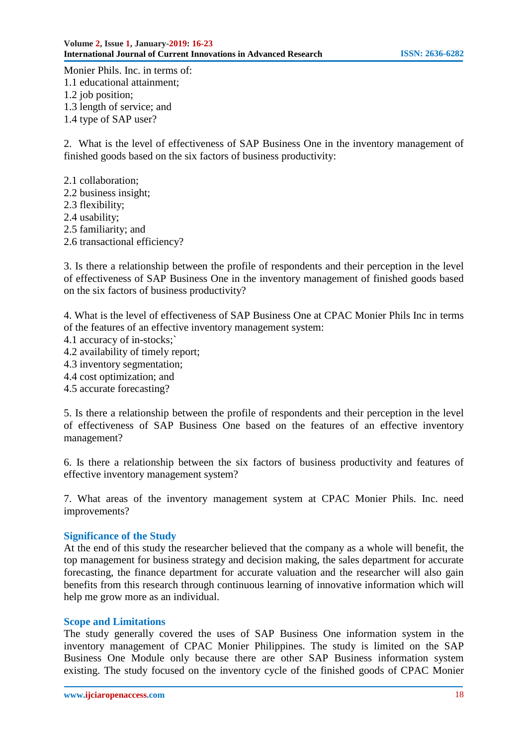Monier Phils. Inc. in terms of:
1.1 educational attainment;
1.2 job position;
1.3 length of service; and
1.4 type of SAP user?

2. What is the level of effectiveness of SAP Business One in the inventory management of finished goods based on the six factors of business productivity:

2.1 collaboration;
2.2 business insight;
2.3 flexibility;
2.4 usability;
2.5 familiarity; and
2.6 transactional efficiency?

3. Is there a relationship between the profile of respondents and their perception in the level of effectiveness of SAP Business One in the inventory management of finished goods based on the six factors of business productivity?

4. What is the level of effectiveness of SAP Business One at CPAC Monier Phils Inc in terms of the features of an effective inventory management system:
4.1 accuracy of in-stocks;`
4.2 availability of timely report;
4.3 inventory segmentation;
4.4 cost optimization; and
4.5 accurate forecasting?

5. Is there a relationship between the profile of respondents and their perception in the level of effectiveness of SAP Business One based on the features of an effective inventory management?

6. Is there a relationship between the six factors of business productivity and features of effective inventory management system?

7. What areas of the inventory management system at CPAC Monier Phils. Inc. need improvements?

## Significance of the Study

At the end of this study the researcher believed that the company as a whole will benefit, the top management for business strategy and decision making, the sales department for accurate forecasting, the finance department for accurate valuation and the researcher will also gain benefits from this research through continuous learning of innovative information which will help me grow more as an individual.

## Scope and Limitations

The study generally covered the uses of SAP Business One information system in the inventory management of CPAC Monier Philippines. The study is limited on the SAP Business One Module only because there are other SAP Business information system existing. The study focused on the inventory cycle of the finished goods of CPAC Monier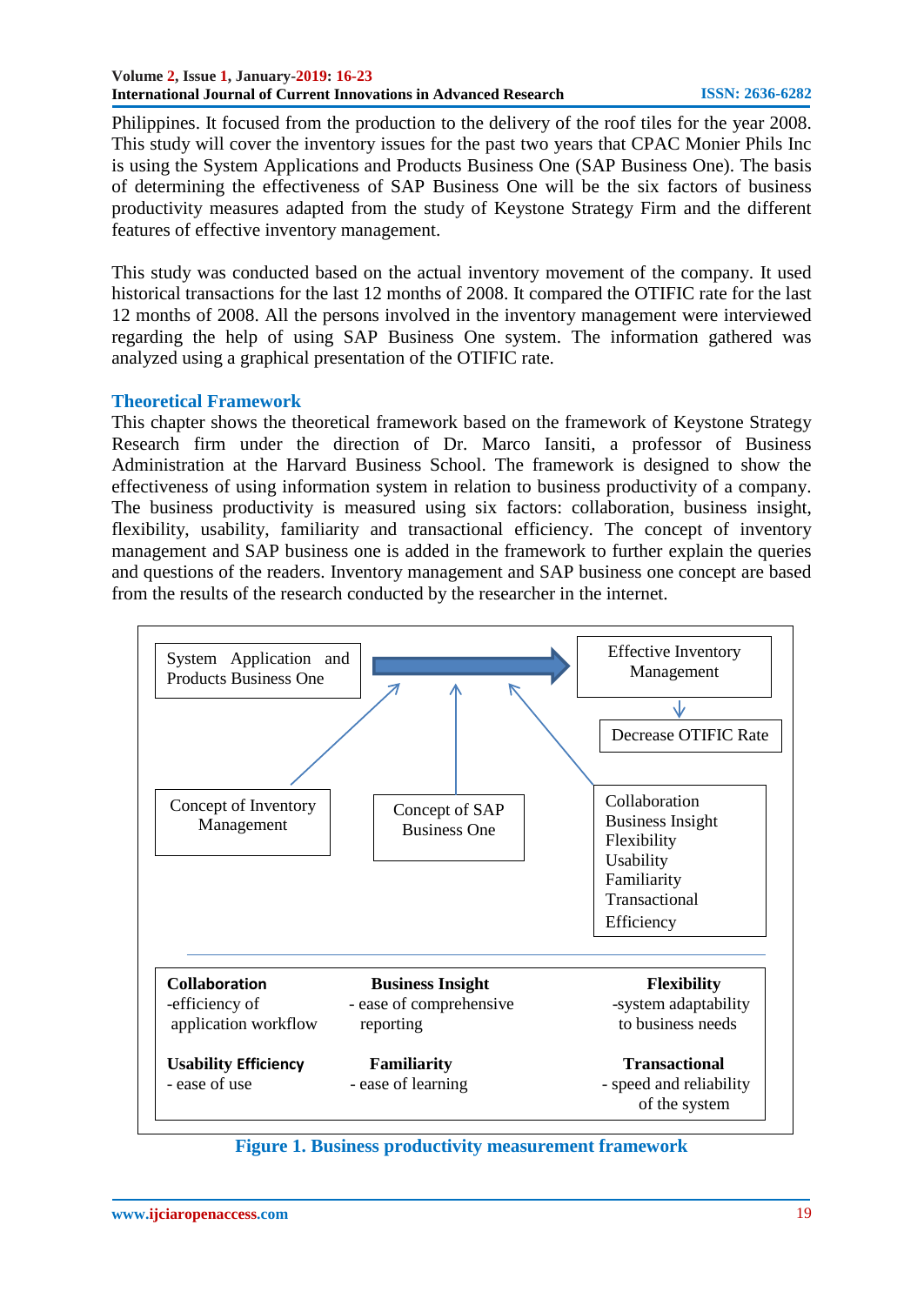Philippines. It focused from the production to the delivery of the roof tiles for the year 2008. This study will cover the inventory issues for the past two years that CPAC Monier Phils Inc is using the System Applications and Products Business One (SAP Business One). The basis of determining the effectiveness of SAP Business One will be the six factors of business productivity measures adapted from the study of Keystone Strategy Firm and the different features of effective inventory management.

This study was conducted based on the actual inventory movement of the company. It used historical transactions for the last 12 months of 2008. It compared the OTIFIC rate for the last 12 months of 2008. All the persons involved in the inventory management were interviewed regarding the help of using SAP Business One system. The information gathered was analyzed using a graphical presentation of the OTIFIC rate.

## Theoretical Framework

This chapter shows the theoretical framework based on the framework of Keystone Strategy Research firm under the direction of Dr. Marco Iansiti, a professor of Business Administration at the Harvard Business School. The framework is designed to show the effectiveness of using information system in relation to business productivity of a company. The business productivity is measured using six factors: collaboration, business insight, flexibility, usability, familiarity and transactional efficiency. The concept of inventory management and SAP business one is added in the framework to further explain the queries and questions of the readers. Inventory management and SAP business one concept are based from the results of the research conducted by the researcher in the internet.

System Application and Products Business One → Effective Inventory Management → Decrease OTIFIC Rate

Concept of Inventory Management | Concept of SAP Business One | Collaboration, Business Insight, Flexibility, Usability, Familiarity, Transactional Efficiency

| **Collaboration** | **Business Insight** | **Flexibility** |
|---|---|---|
| -efficiency of application workflow | - ease of comprehensive reporting | -system adaptability to business needs |
| **Usability Efficiency** | **Familiarity** | **Transactional** |
| - ease of use | - ease of learning | - speed and reliability of the system |

**Figure 1. Business productivity measurement framework**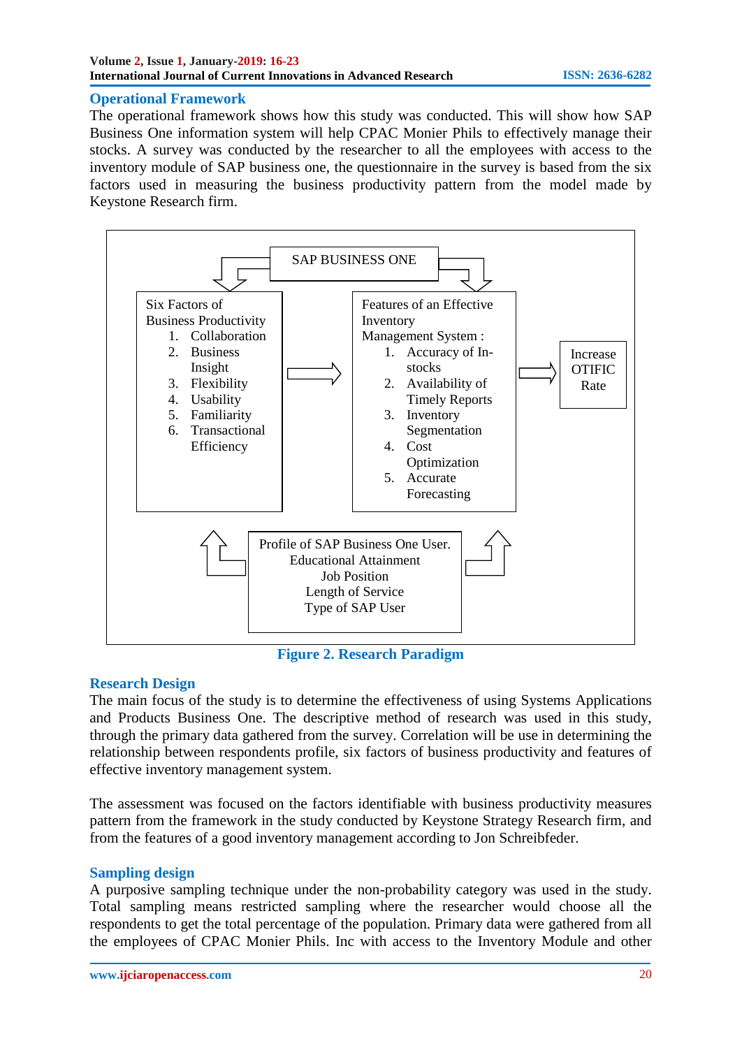## Operational Framework

The operational framework shows how this study was conducted. This will show how SAP Business One information system will help CPAC Monier Phils to effectively manage their stocks. A survey was conducted by the researcher to all the employees with access to the inventory module of SAP business one, the questionnaire in the survey is based from the six factors used in measuring the business productivity pattern from the model made by Keystone Research firm.

SAP BUSINESS ONE

Six Factors of Business Productivity
1. Collaboration
2. Business Insight
3. Flexibility
4. Usability
5. Familiarity
6. Transactional Efficiency

Features of an Effective Inventory Management System :
1. Accuracy of In-stocks
2. Availability of Timely Reports
3. Inventory Segmentation
4. Cost Optimization
5. Accurate Forecasting

Increase OTIFIC Rate

Profile of SAP Business One User.
Educational Attainment
Job Position
Length of Service
Type of SAP User

**Figure 2. Research Paradigm**

## Research Design

The main focus of the study is to determine the effectiveness of using Systems Applications and Products Business One. The descriptive method of research was used in this study, through the primary data gathered from the survey. Correlation will be use in determining the relationship between respondents profile, six factors of business productivity and features of effective inventory management system.

The assessment was focused on the factors identifiable with business productivity measures pattern from the framework in the study conducted by Keystone Strategy Research firm, and from the features of a good inventory management according to Jon Schreibfeder.

## Sampling design

A purposive sampling technique under the non-probability category was used in the study. Total sampling means restricted sampling where the researcher would choose all the respondents to get the total percentage of the population. Primary data were gathered from all the employees of CPAC Monier Phils. Inc with access to the Inventory Module and other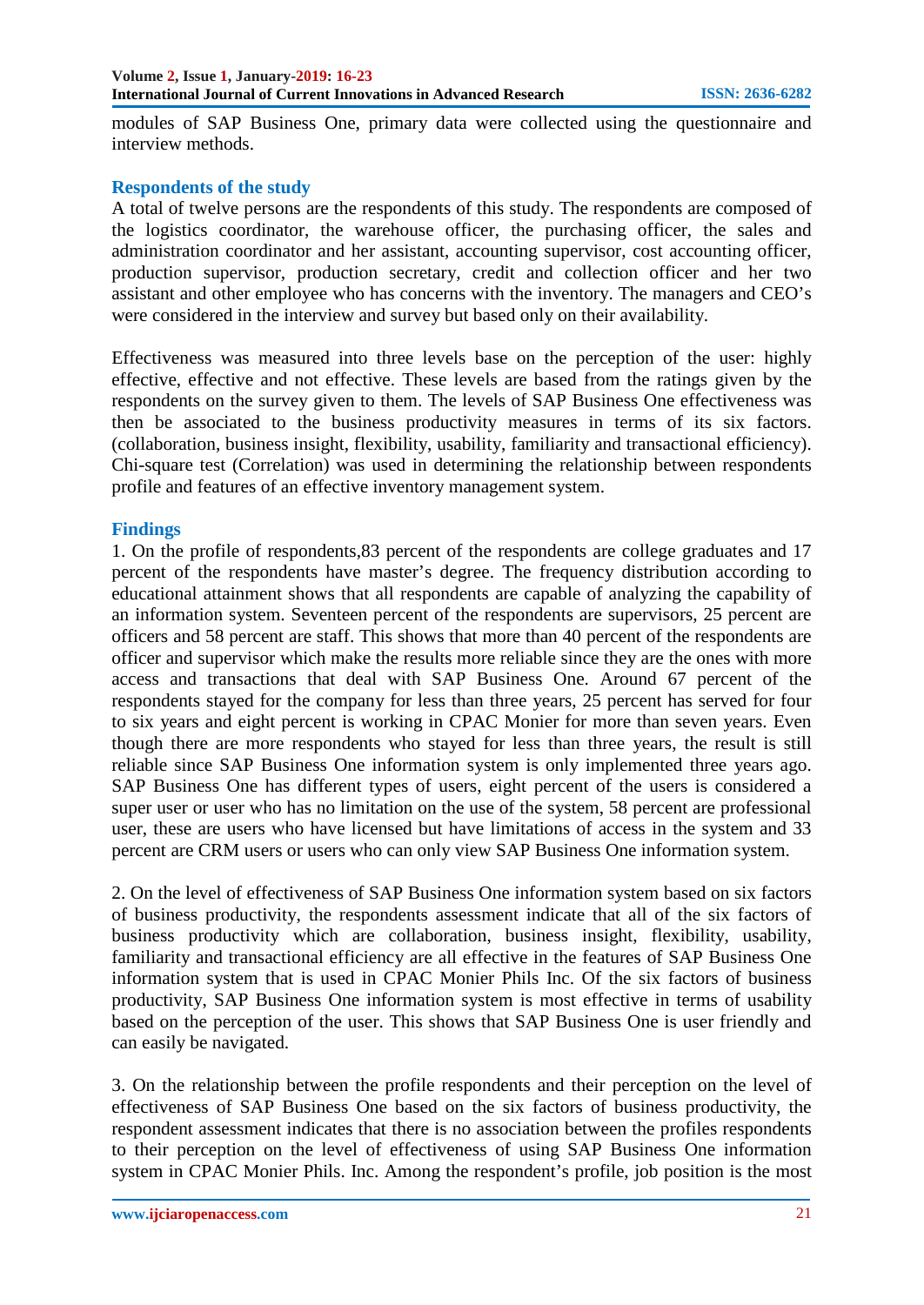modules of SAP Business One, primary data were collected using the questionnaire and interview methods.

## Respondents of the study

A total of twelve persons are the respondents of this study. The respondents are composed of the logistics coordinator, the warehouse officer, the purchasing officer, the sales and administration coordinator and her assistant, accounting supervisor, cost accounting officer, production supervisor, production secretary, credit and collection officer and her two assistant and other employee who has concerns with the inventory. The managers and CEO's were considered in the interview and survey but based only on their availability.

Effectiveness was measured into three levels base on the perception of the user: highly effective, effective and not effective. These levels are based from the ratings given by the respondents on the survey given to them. The levels of SAP Business One effectiveness was then be associated to the business productivity measures in terms of its six factors. (collaboration, business insight, flexibility, usability, familiarity and transactional efficiency). Chi-square test (Correlation) was used in determining the relationship between respondents profile and features of an effective inventory management system.

## Findings

1. On the profile of respondents,83 percent of the respondents are college graduates and 17 percent of the respondents have master's degree. The frequency distribution according to educational attainment shows that all respondents are capable of analyzing the capability of an information system. Seventeen percent of the respondents are supervisors, 25 percent are officers and 58 percent are staff. This shows that more than 40 percent of the respondents are officer and supervisor which make the results more reliable since they are the ones with more access and transactions that deal with SAP Business One. Around 67 percent of the respondents stayed for the company for less than three years, 25 percent has served for four to six years and eight percent is working in CPAC Monier for more than seven years. Even though there are more respondents who stayed for less than three years, the result is still reliable since SAP Business One information system is only implemented three years ago. SAP Business One has different types of users, eight percent of the users is considered a super user or user who has no limitation on the use of the system, 58 percent are professional user, these are users who have licensed but have limitations of access in the system and 33 percent are CRM users or users who can only view SAP Business One information system.

2. On the level of effectiveness of SAP Business One information system based on six factors of business productivity, the respondents assessment indicate that all of the six factors of business productivity which are collaboration, business insight, flexibility, usability, familiarity and transactional efficiency are all effective in the features of SAP Business One information system that is used in CPAC Monier Phils Inc. Of the six factors of business productivity, SAP Business One information system is most effective in terms of usability based on the perception of the user. This shows that SAP Business One is user friendly and can easily be navigated.

3. On the relationship between the profile respondents and their perception on the level of effectiveness of SAP Business One based on the six factors of business productivity, the respondent assessment indicates that there is no association between the profiles respondents to their perception on the level of effectiveness of using SAP Business One information system in CPAC Monier Phils. Inc. Among the respondent's profile, job position is the most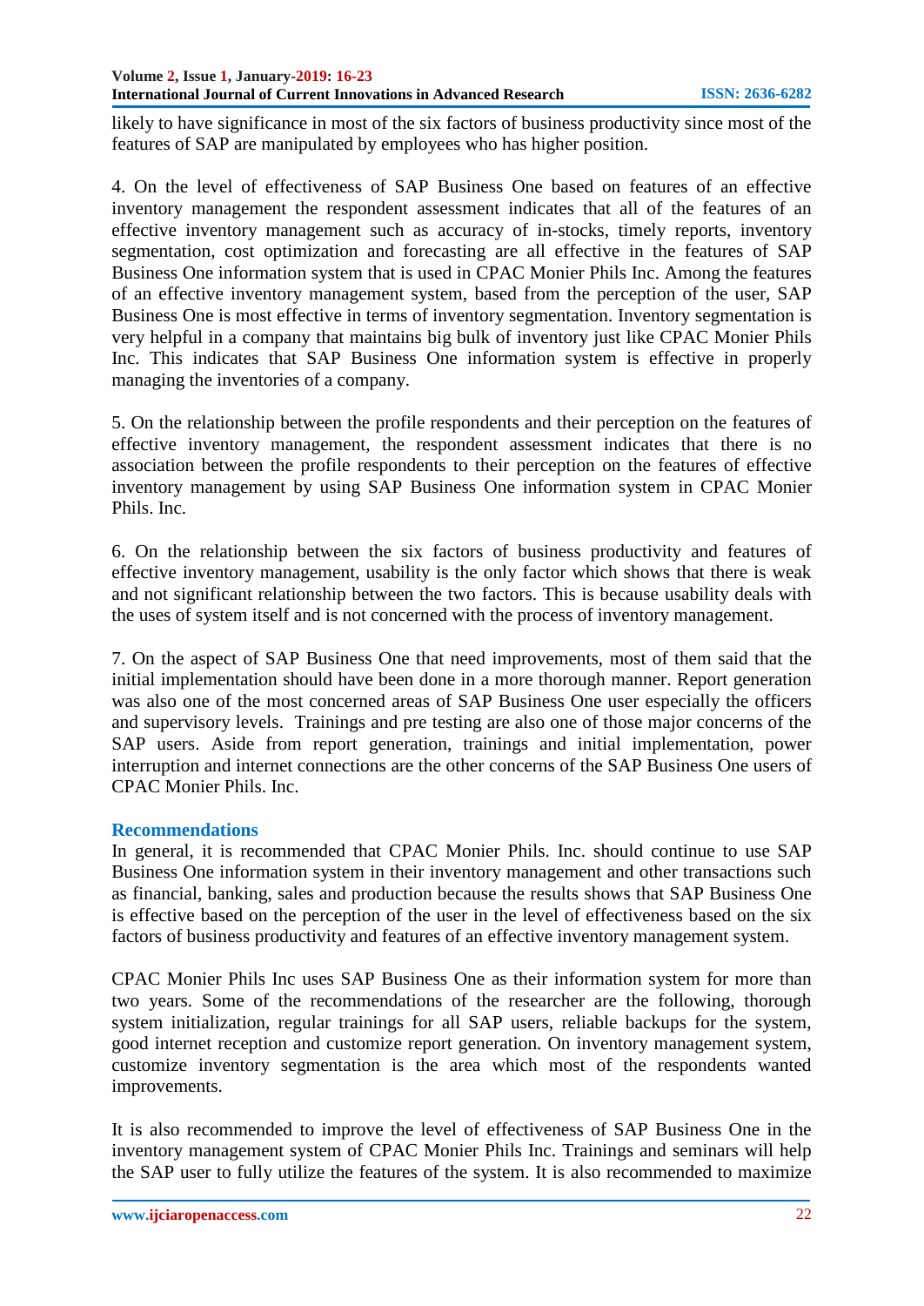likely to have significance in most of the six factors of business productivity since most of the features of SAP are manipulated by employees who has higher position.

4. On the level of effectiveness of SAP Business One based on features of an effective inventory management the respondent assessment indicates that all of the features of an effective inventory management such as accuracy of in-stocks, timely reports, inventory segmentation, cost optimization and forecasting are all effective in the features of SAP Business One information system that is used in CPAC Monier Phils Inc. Among the features of an effective inventory management system, based from the perception of the user, SAP Business One is most effective in terms of inventory segmentation. Inventory segmentation is very helpful in a company that maintains big bulk of inventory just like CPAC Monier Phils Inc. This indicates that SAP Business One information system is effective in properly managing the inventories of a company.

5. On the relationship between the profile respondents and their perception on the features of effective inventory management, the respondent assessment indicates that there is no association between the profile respondents to their perception on the features of effective inventory management by using SAP Business One information system in CPAC Monier Phils. Inc.

6. On the relationship between the six factors of business productivity and features of effective inventory management, usability is the only factor which shows that there is weak and not significant relationship between the two factors. This is because usability deals with the uses of system itself and is not concerned with the process of inventory management.

7. On the aspect of SAP Business One that need improvements, most of them said that the initial implementation should have been done in a more thorough manner. Report generation was also one of the most concerned areas of SAP Business One user especially the officers and supervisory levels. Trainings and pre testing are also one of those major concerns of the SAP users. Aside from report generation, trainings and initial implementation, power interruption and internet connections are the other concerns of the SAP Business One users of CPAC Monier Phils. Inc.

## Recommendations

In general, it is recommended that CPAC Monier Phils. Inc. should continue to use SAP Business One information system in their inventory management and other transactions such as financial, banking, sales and production because the results shows that SAP Business One is effective based on the perception of the user in the level of effectiveness based on the six factors of business productivity and features of an effective inventory management system.

CPAC Monier Phils Inc uses SAP Business One as their information system for more than two years. Some of the recommendations of the researcher are the following, thorough system initialization, regular trainings for all SAP users, reliable backups for the system, good internet reception and customize report generation. On inventory management system, customize inventory segmentation is the area which most of the respondents wanted improvements.

It is also recommended to improve the level of effectiveness of SAP Business One in the inventory management system of CPAC Monier Phils Inc. Trainings and seminars will help the SAP user to fully utilize the features of the system. It is also recommended to maximize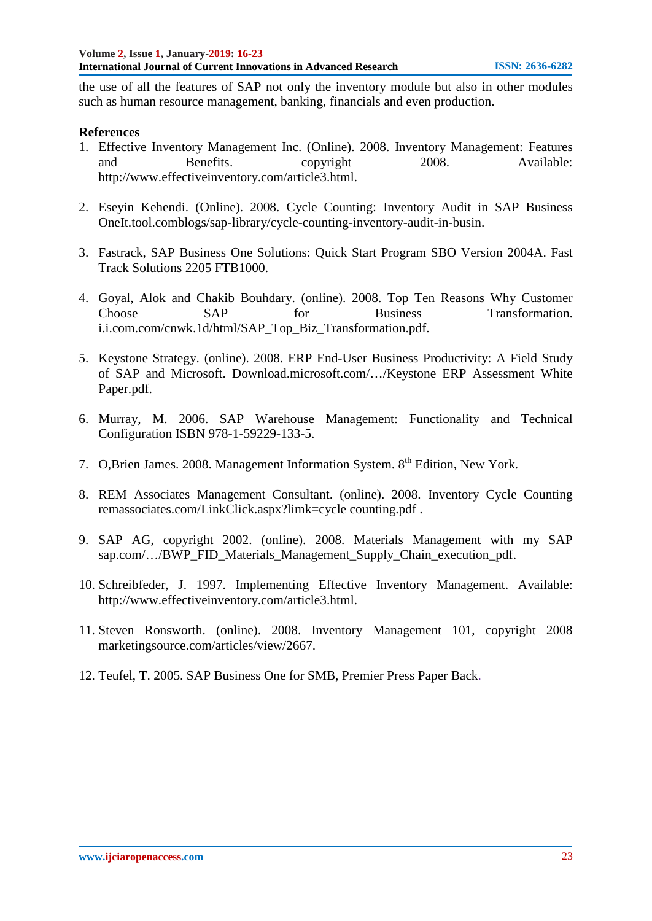the use of all the features of SAP not only the inventory module but also in other modules such as human resource management, banking, financials and even production.

## References

1. Effective Inventory Management Inc. (Online). 2008. Inventory Management: Features and Benefits. copyright 2008. Available: http://www.effectiveinventory.com/article3.html.

2. Eseyin Kehendi. (Online). 2008. Cycle Counting: Inventory Audit in SAP Business OneIt.tool.comblogs/sap-library/cycle-counting-inventory-audit-in-busin.

3. Fastrack, SAP Business One Solutions: Quick Start Program SBO Version 2004A. Fast Track Solutions 2205 FTB1000.

4. Goyal, Alok and Chakib Bouhdary. (online). 2008. Top Ten Reasons Why Customer Choose SAP for Business Transformation. i.i.com.com/cnwk.1d/html/SAP_Top_Biz_Transformation.pdf.

5. Keystone Strategy. (online). 2008. ERP End-User Business Productivity: A Field Study of SAP and Microsoft. Download.microsoft.com/…/Keystone ERP Assessment White Paper.pdf.

6. Murray, M. 2006. SAP Warehouse Management: Functionality and Technical Configuration ISBN 978-1-59229-133-5.

7. O,Brien James. 2008. Management Information System. 8th Edition, New York.

8. REM Associates Management Consultant. (online). 2008. Inventory Cycle Counting remassociates.com/LinkClick.aspx?limk=cycle counting.pdf .

9. SAP AG, copyright 2002. (online). 2008. Materials Management with my SAP sap.com/…/BWP_FID_Materials_Management_Supply_Chain_execution_pdf.

10. Schreibfeder, J. 1997. Implementing Effective Inventory Management. Available: http://www.effectiveinventory.com/article3.html.

11. Steven Ronsworth. (online). 2008. Inventory Management 101, copyright 2008 marketingsource.com/articles/view/2667.

12. Teufel, T. 2005. SAP Business One for SMB, Premier Press Paper Back.